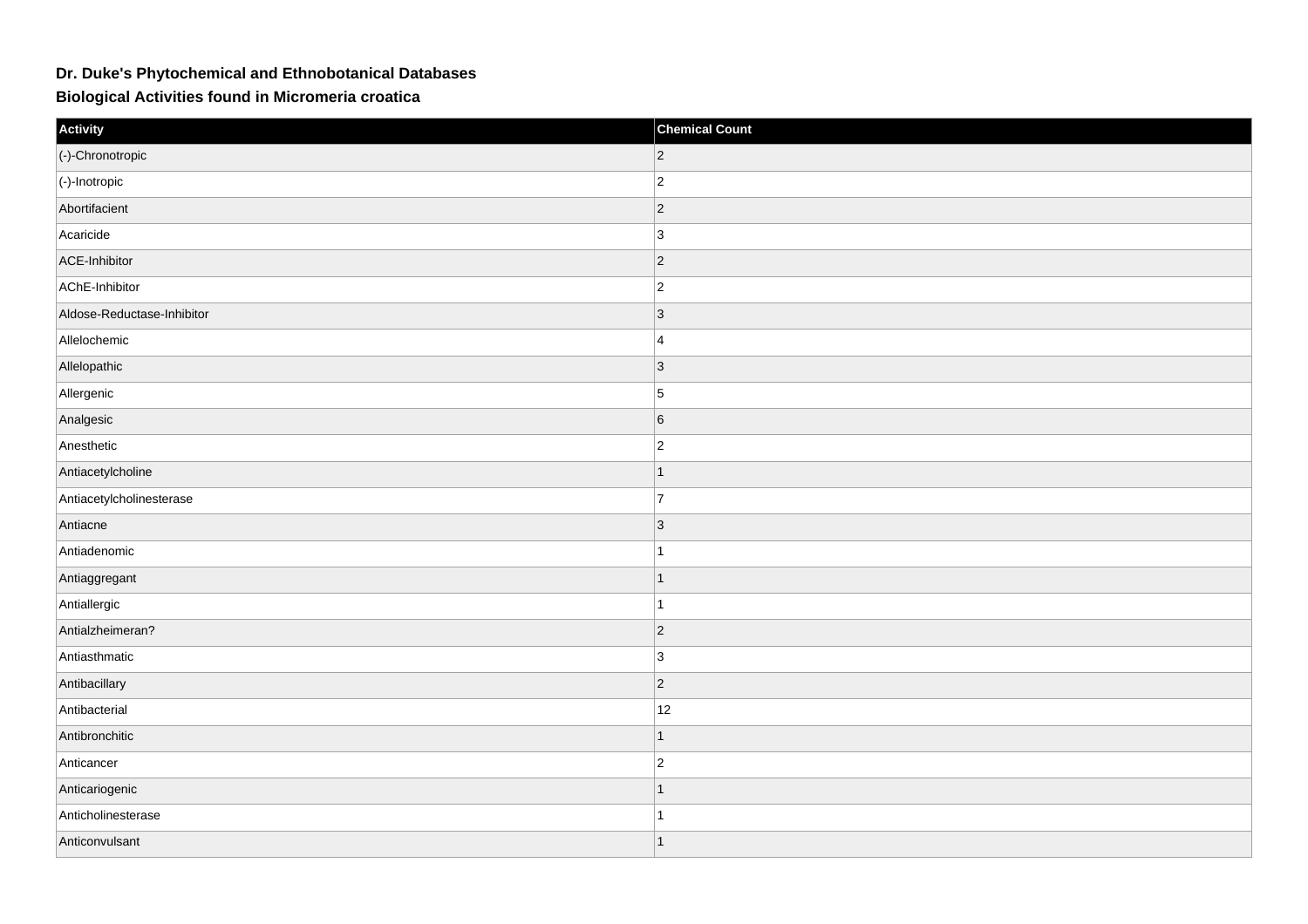**Dr. Duke's Phytochemical and Ethnobotanical Databases**

**Biological Activities found in Micromeria croatica**

| Activity | Chemical Count |
| --- | --- |
| (-)-Chronotropic | 2 |
| (-)-Inotropic | 2 |
| Abortifacient | 2 |
| Acaricide | 3 |
| ACE-Inhibitor | 2 |
| AChE-Inhibitor | 2 |
| Aldose-Reductase-Inhibitor | 3 |
| Allelochemic | 4 |
| Allelopathic | 3 |
| Allergenic | 5 |
| Analgesic | 6 |
| Anesthetic | 2 |
| Antiacetylcholine | 1 |
| Antiacetylcholinesterase | 7 |
| Antiacne | 3 |
| Antiadenomic | 1 |
| Antiaggregant | 1 |
| Antiallergic | 1 |
| Antialzheimeran? | 2 |
| Antiasthmatic | 3 |
| Antibacillary | 2 |
| Antibacterial | 12 |
| Antibronchitic | 1 |
| Anticancer | 2 |
| Anticariogenic | 1 |
| Anticholinesterase | 1 |
| Anticonvulsant | 1 |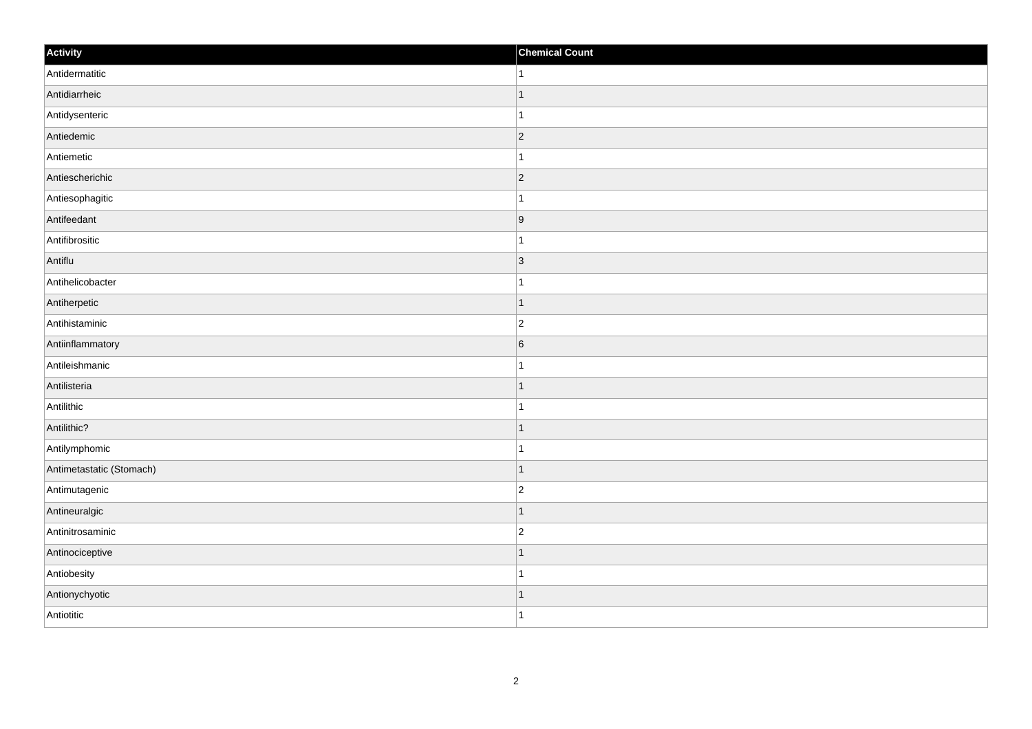| Activity | Chemical Count |
| --- | --- |
| Antidermatitic | 1 |
| Antidiarrheic | 1 |
| Antidysenteric | 1 |
| Antiedemic | 2 |
| Antiemetic | 1 |
| Antiescherichic | 2 |
| Antiesophagitic | 1 |
| Antifeedant | 9 |
| Antifibrositic | 1 |
| Antiflu | 3 |
| Antihelicobacter | 1 |
| Antiherpetic | 1 |
| Antihistaminic | 2 |
| Antiinflammatory | 6 |
| Antileishmanic | 1 |
| Antilisteria | 1 |
| Antilithic | 1 |
| Antilithic? | 1 |
| Antilymphomic | 1 |
| Antimetastatic (Stomach) | 1 |
| Antimutagenic | 2 |
| Antineuralgic | 1 |
| Antinitrosaminic | 2 |
| Antinociceptive | 1 |
| Antiobesity | 1 |
| Antionychyotic | 1 |
| Antiotitic | 1 |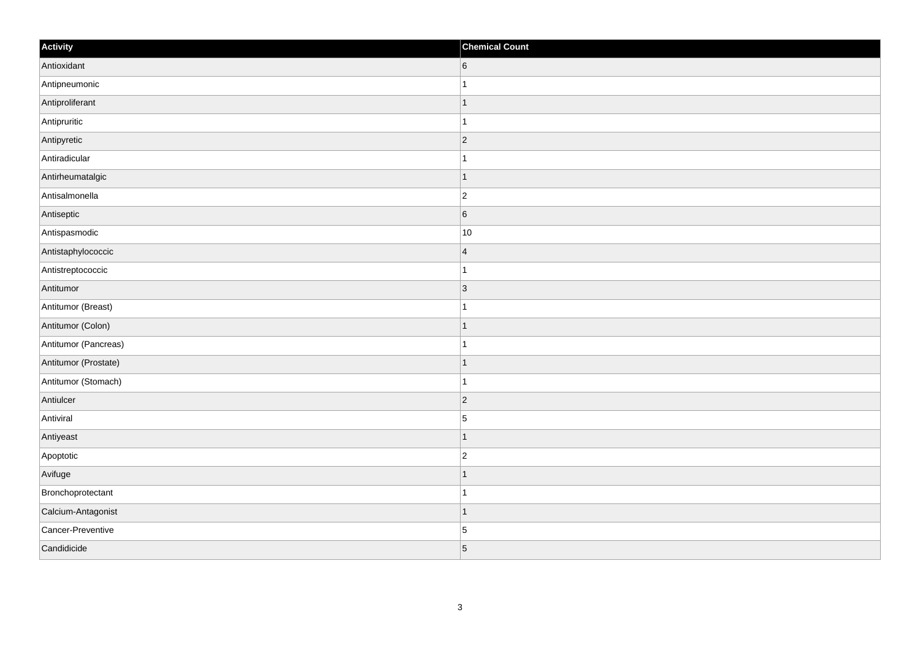| Activity | Chemical Count |
|---|---|
| Antioxidant | 6 |
| Antipneumonic | 1 |
| Antiproliferant | 1 |
| Antipruritic | 1 |
| Antipyretic | 2 |
| Antiradicular | 1 |
| Antirheumatalgic | 1 |
| Antisalmonella | 2 |
| Antiseptic | 6 |
| Antispasmodic | 10 |
| Antistaphylococcic | 4 |
| Antistreptococcic | 1 |
| Antitumor | 3 |
| Antitumor (Breast) | 1 |
| Antitumor (Colon) | 1 |
| Antitumor (Pancreas) | 1 |
| Antitumor (Prostate) | 1 |
| Antitumor (Stomach) | 1 |
| Antiulcer | 2 |
| Antiviral | 5 |
| Antiyeast | 1 |
| Apoptotic | 2 |
| Avifuge | 1 |
| Bronchoprotectant | 1 |
| Calcium-Antagonist | 1 |
| Cancer-Preventive | 5 |
| Candidicide | 5 |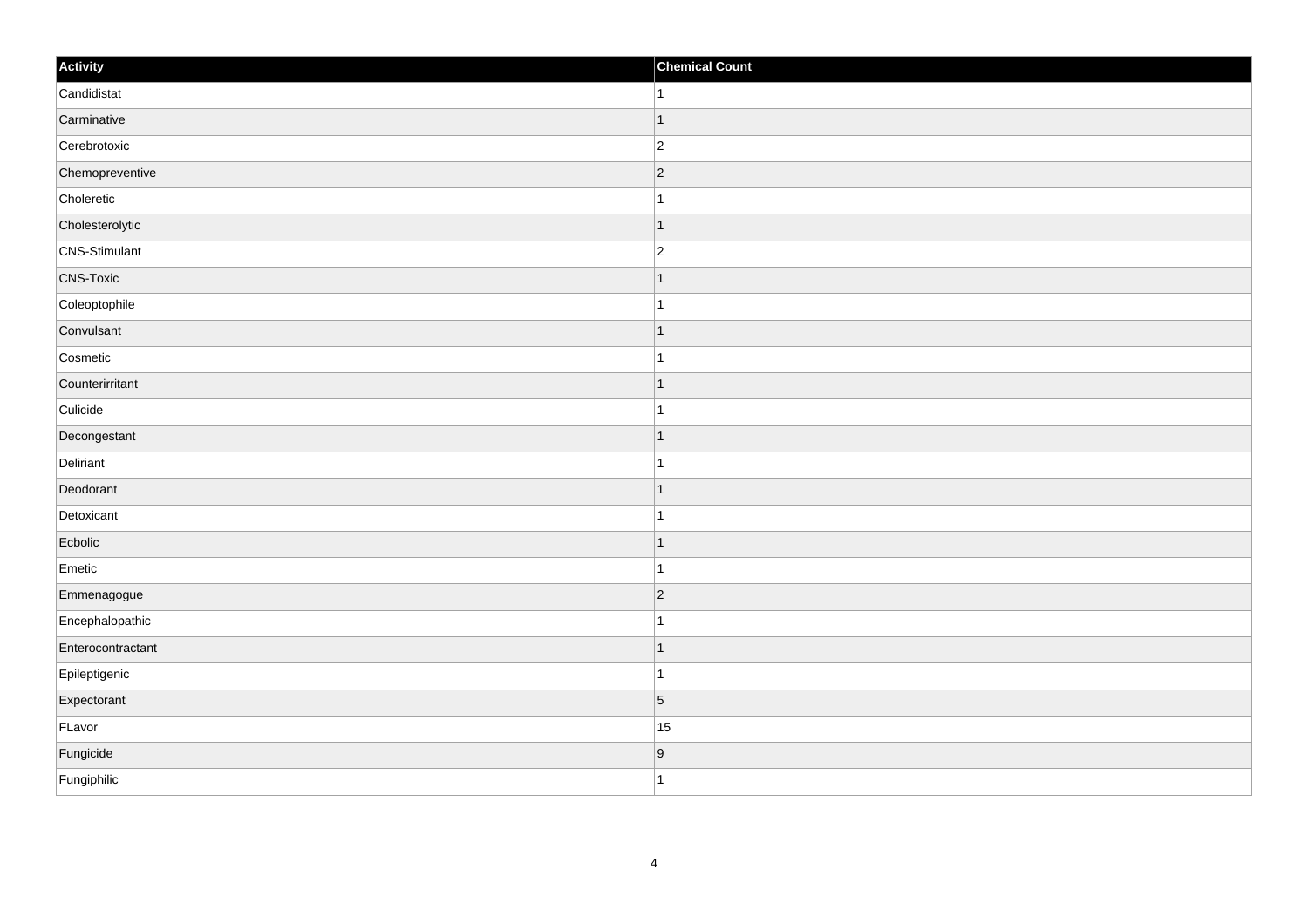| Activity | Chemical Count |
| --- | --- |
| Candidistat | 1 |
| Carminative | 1 |
| Cerebrotoxic | 2 |
| Chemopreventive | 2 |
| Choleretic | 1 |
| Cholesterolytic | 1 |
| CNS-Stimulant | 2 |
| CNS-Toxic | 1 |
| Coleoptophile | 1 |
| Convulsant | 1 |
| Cosmetic | 1 |
| Counterirritant | 1 |
| Culicide | 1 |
| Decongestant | 1 |
| Deliriant | 1 |
| Deodorant | 1 |
| Detoxicant | 1 |
| Ecbolic | 1 |
| Emetic | 1 |
| Emmenagogue | 2 |
| Encephalopathic | 1 |
| Enterocontractant | 1 |
| Epileptigenic | 1 |
| Expectorant | 5 |
| FLavor | 15 |
| Fungicide | 9 |
| Fungiphilic | 1 |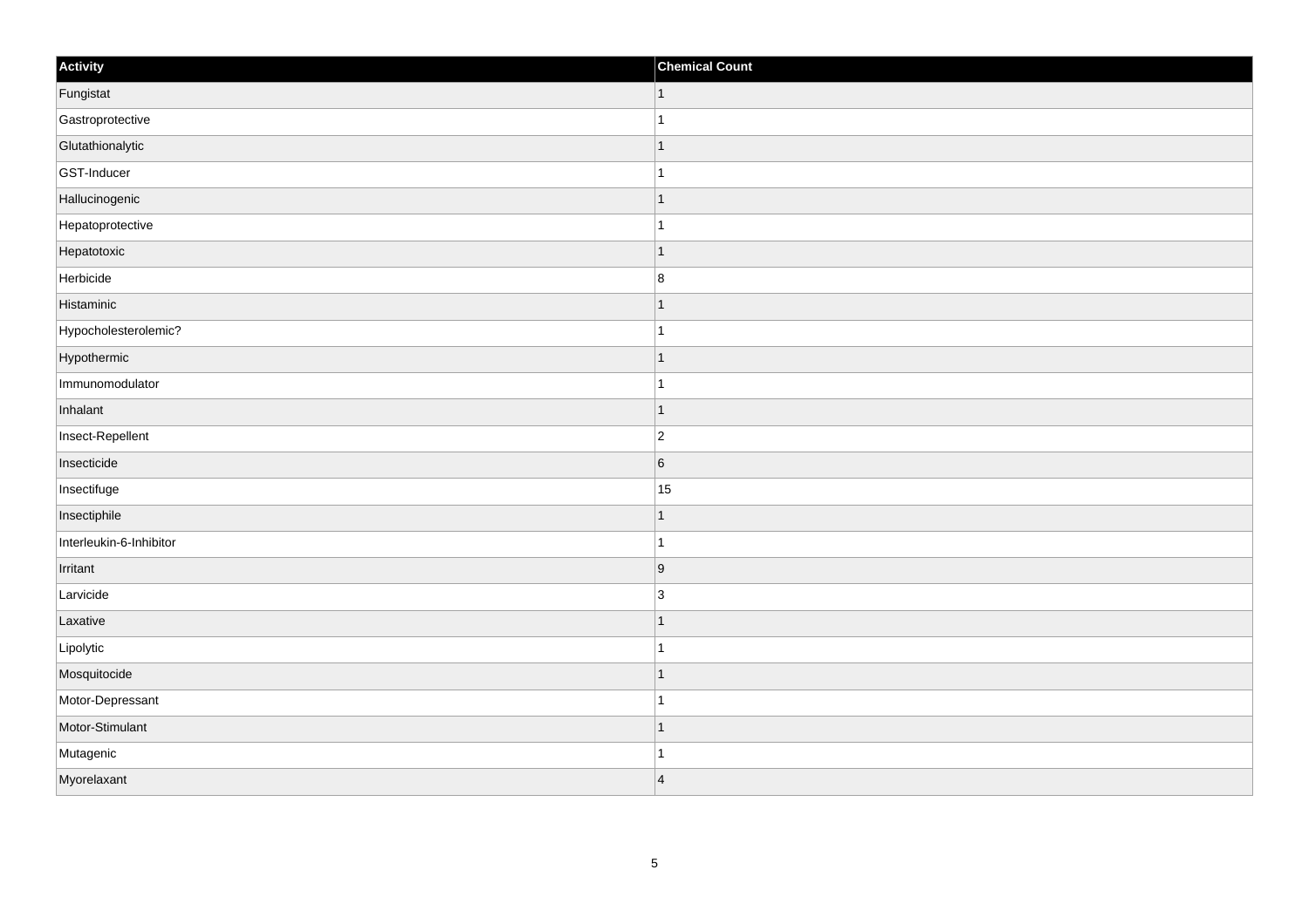| Activity | Chemical Count |
| --- | --- |
| Fungistat | 1 |
| Gastroprotective | 1 |
| Glutathionalytic | 1 |
| GST-Inducer | 1 |
| Hallucinogenic | 1 |
| Hepatoprotective | 1 |
| Hepatotoxic | 1 |
| Herbicide | 8 |
| Histaminic | 1 |
| Hypocholesterolemic? | 1 |
| Hypothermic | 1 |
| Immunomodulator | 1 |
| Inhalant | 1 |
| Insect-Repellent | 2 |
| Insecticide | 6 |
| Insectifuge | 15 |
| Insectiphile | 1 |
| Interleukin-6-Inhibitor | 1 |
| Irritant | 9 |
| Larvicide | 3 |
| Laxative | 1 |
| Lipolytic | 1 |
| Mosquitocide | 1 |
| Motor-Depressant | 1 |
| Motor-Stimulant | 1 |
| Mutagenic | 1 |
| Myorelaxant | 4 |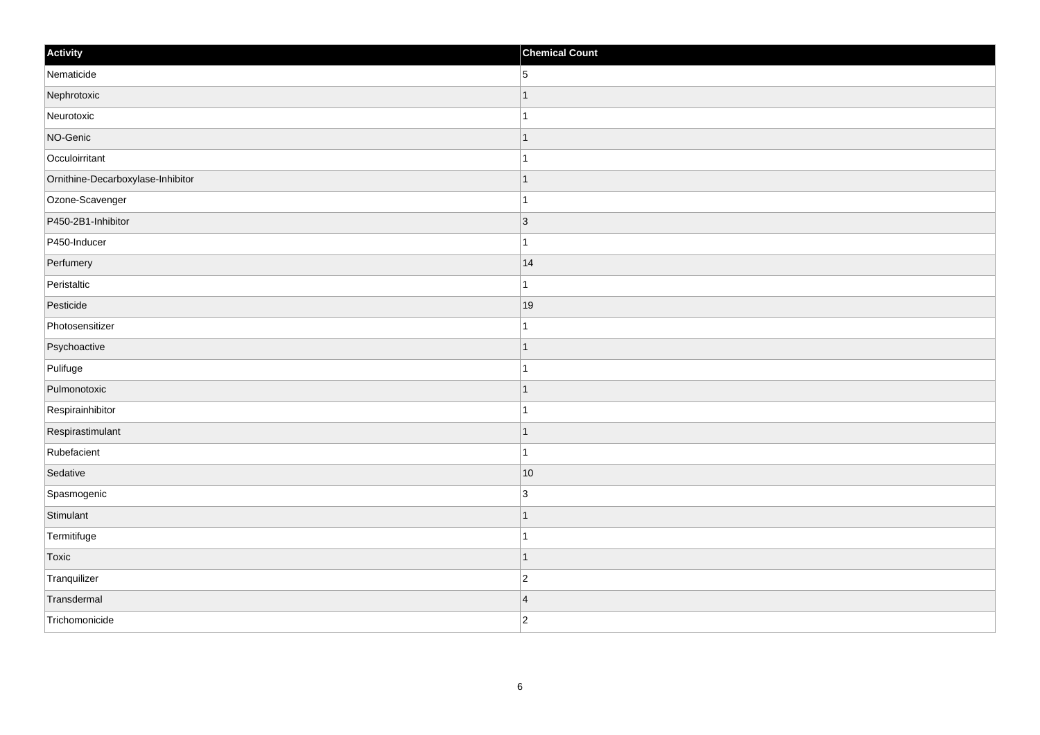| Activity | Chemical Count |
| --- | --- |
| Nematicide | 5 |
| Nephrotoxic | 1 |
| Neurotoxic | 1 |
| NO-Genic | 1 |
| Occuloirritant | 1 |
| Ornithine-Decarboxylase-Inhibitor | 1 |
| Ozone-Scavenger | 1 |
| P450-2B1-Inhibitor | 3 |
| P450-Inducer | 1 |
| Perfumery | 14 |
| Peristaltic | 1 |
| Pesticide | 19 |
| Photosensitizer | 1 |
| Psychoactive | 1 |
| Pulifuge | 1 |
| Pulmonotoxic | 1 |
| Respirainhibitor | 1 |
| Respirastimulant | 1 |
| Rubefacient | 1 |
| Sedative | 10 |
| Spasmogenic | 3 |
| Stimulant | 1 |
| Termitifuge | 1 |
| Toxic | 1 |
| Tranquilizer | 2 |
| Transdermal | 4 |
| Trichomonicide | 2 |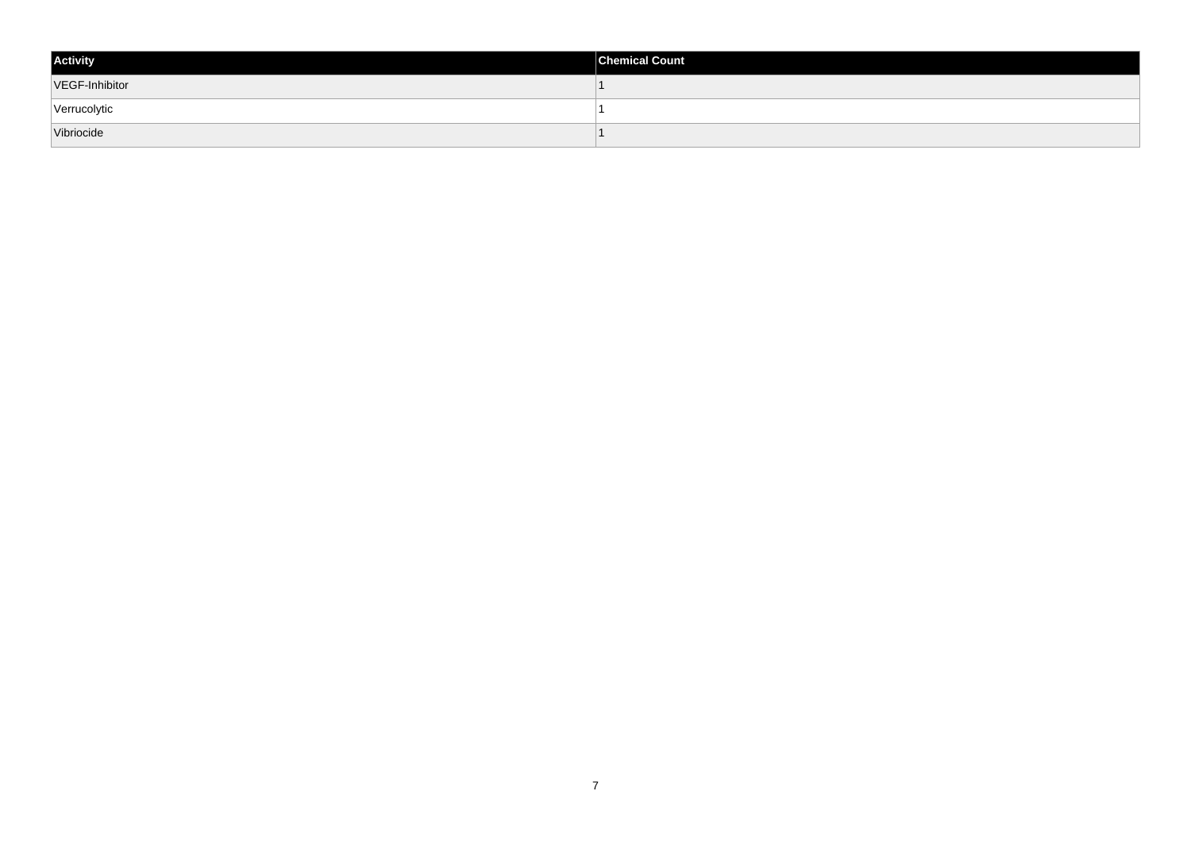| Activity | Chemical Count |
| --- | --- |
| VEGF-Inhibitor | 1 |
| Verrucolytic | 1 |
| Vibriocide | 1 |